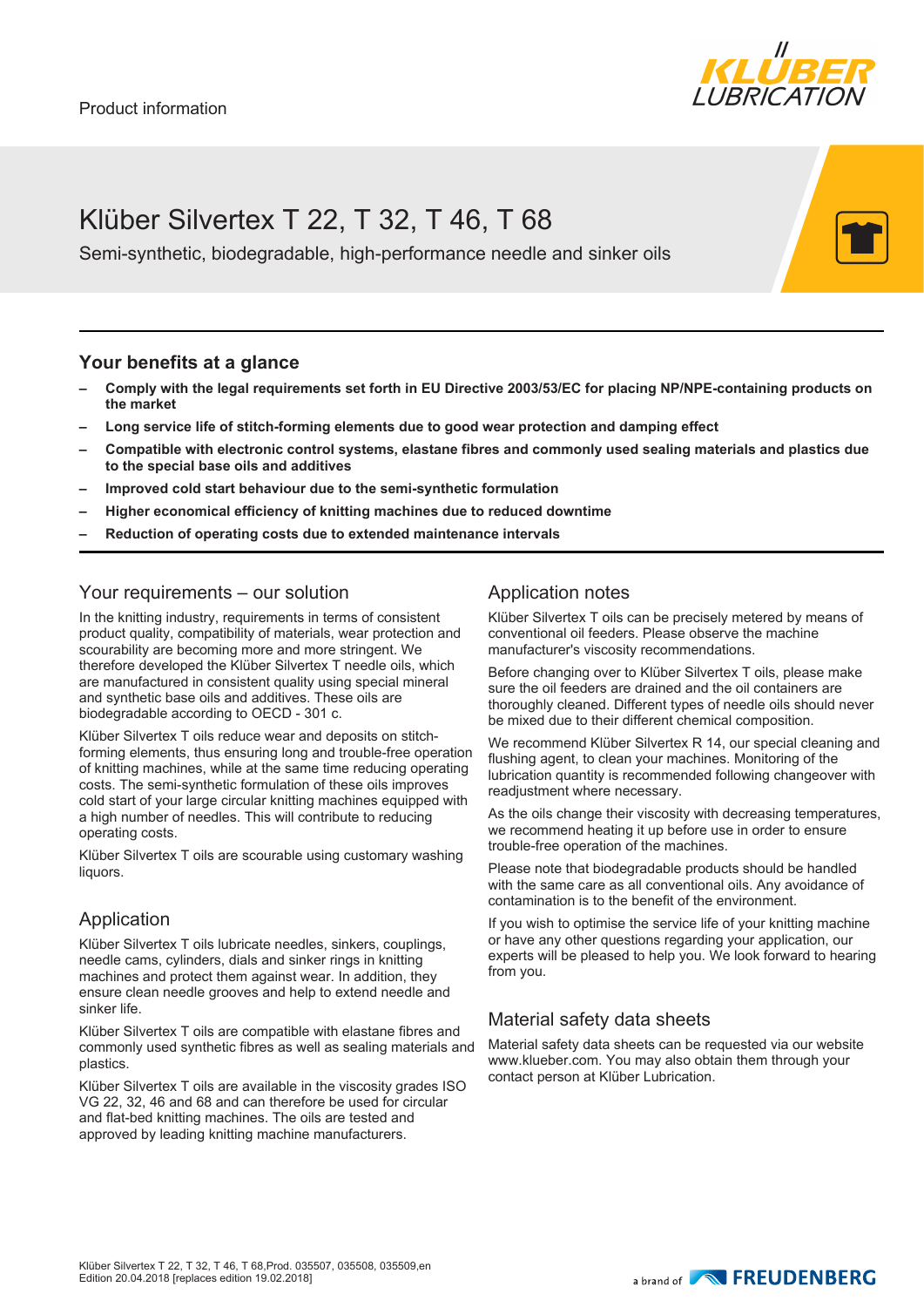Product information

# Klüber Silvertex T 22, T 32, T 46, T 68

Semi-synthetic, biodegradable, high-performance needle and sinker oils

## Your benefits at a glance

- **Comply with the legal requirements set forth in EU Directive 2003/53/EC for placing NP/NPE-containing products on the market**
- **Long service life of stitch-forming elements due to good wear protection and damping effect**
- **Compatible with electronic control systems, elastane fibres and commonly used sealing materials and plastics due to the special base oils and additives**
- **Improved cold start behaviour due to the semi-synthetic formulation**
- **Higher economical efficiency of knitting machines due to reduced downtime**
- **Reduction of operating costs due to extended maintenance intervals**

## Your requirements – our solution

In the knitting industry, requirements in terms of consistent product quality, compatibility of materials, wear protection and scourability are becoming more and more stringent. We therefore developed the Klüber Silvertex T needle oils, which are manufactured in consistent quality using special mineral and synthetic base oils and additives. These oils are biodegradable according to OECD - 301 c.

Klüber Silvertex T oils reduce wear and deposits on stitch-forming elements, thus ensuring long and trouble-free operation of knitting machines, while at the same time reducing operating costs. The semi-synthetic formulation of these oils improves cold start of your large circular knitting machines equipped with a high number of needles. This will contribute to reducing operating costs.

Klüber Silvertex T oils are scourable using customary washing liquors.

## Application

Klüber Silvertex T oils lubricate needles, sinkers, couplings, needle cams, cylinders, dials and sinker rings in knitting machines and protect them against wear. In addition, they ensure clean needle grooves and help to extend needle and sinker life.

Klüber Silvertex T oils are compatible with elastane fibres and commonly used synthetic fibres as well as sealing materials and plastics.

Klüber Silvertex T oils are available in the viscosity grades ISO VG 22, 32, 46 and 68 and can therefore be used for circular and flat-bed knitting machines. The oils are tested and approved by leading knitting machine manufacturers.

## Application notes

Klüber Silvertex T oils can be precisely metered by means of conventional oil feeders. Please observe the machine manufacturer's viscosity recommendations.

Before changing over to Klüber Silvertex T oils, please make sure the oil feeders are drained and the oil containers are thoroughly cleaned. Different types of needle oils should never be mixed due to their different chemical composition.

We recommend Klüber Silvertex R 14, our special cleaning and flushing agent, to clean your machines. Monitoring of the lubrication quantity is recommended following changeover with readjustment where necessary.

As the oils change their viscosity with decreasing temperatures, we recommend heating it up before use in order to ensure trouble-free operation of the machines.

Please note that biodegradable products should be handled with the same care as all conventional oils. Any avoidance of contamination is to the benefit of the environment.

If you wish to optimise the service life of your knitting machine or have any other questions regarding your application, our experts will be pleased to help you. We look forward to hearing from you.

## Material safety data sheets

Material safety data sheets can be requested via our website www.klueber.com. You may also obtain them through your contact person at Klüber Lubrication.

Klüber Silvertex T 22, T 32, T 46, T 68,Prod. 035507, 035508, 035509,en
Edition 20.04.2018 [replaces edition 19.02.2018]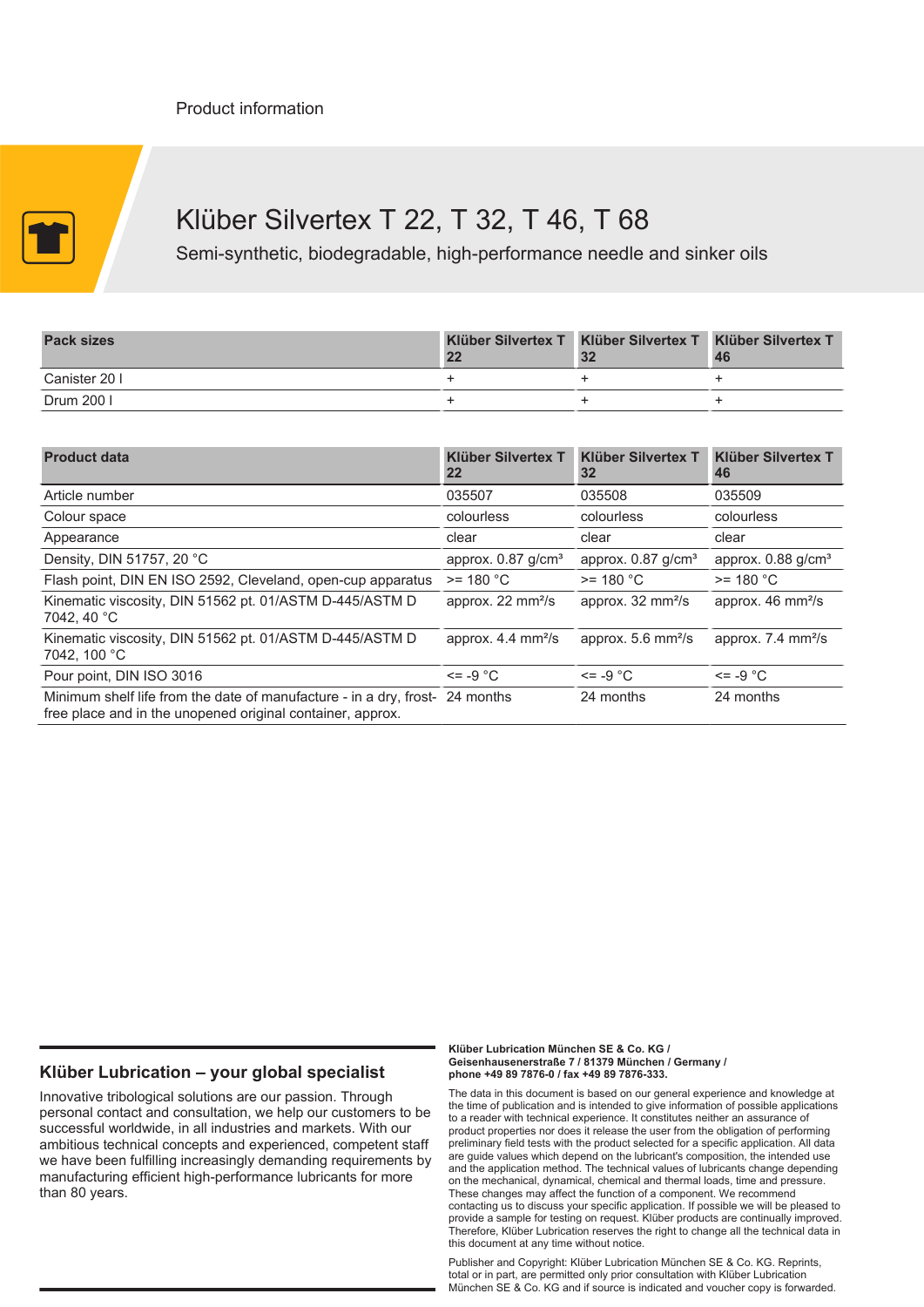Product information

# Klüber Silvertex T 22, T 32, T 46, T 68

Semi-synthetic, biodegradable, high-performance needle and sinker oils

| Pack sizes | Klüber Silvertex T 22 | Klüber Silvertex T 32 | Klüber Silvertex T 46 |
|---|---|---|---|
| Canister 20 l | + | + | + |
| Drum 200 l | + | + | + |

| Product data | Klüber Silvertex T 22 | Klüber Silvertex T 32 | Klüber Silvertex T 46 |
|---|---|---|---|
| Article number | 035507 | 035508 | 035509 |
| Colour space | colourless | colourless | colourless |
| Appearance | clear | clear | clear |
| Density, DIN 51757, 20 °C | approx. 0.87 g/cm³ | approx. 0.87 g/cm³ | approx. 0.88 g/cm³ |
| Flash point, DIN EN ISO 2592, Cleveland, open-cup apparatus | >= 180 °C | >= 180 °C | >= 180 °C |
| Kinematic viscosity, DIN 51562 pt. 01/ASTM D-445/ASTM D 7042, 40 °C | approx. 22 mm²/s | approx. 32 mm²/s | approx. 46 mm²/s |
| Kinematic viscosity, DIN 51562 pt. 01/ASTM D-445/ASTM D 7042, 100 °C | approx. 4.4 mm²/s | approx. 5.6 mm²/s | approx. 7.4 mm²/s |
| Pour point, DIN ISO 3016 | <= -9 °C | <= -9 °C | <= -9 °C |
| Minimum shelf life from the date of manufacture - in a dry, frost-free place and in the unopened original container, approx. | 24 months | 24 months | 24 months |

## Klüber Lubrication – your global specialist

Innovative tribological solutions are our passion. Through personal contact and consultation, we help our customers to be successful worldwide, in all industries and markets. With our ambitious technical concepts and experienced, competent staff we have been fulfilling increasingly demanding requirements by manufacturing efficient high-performance lubricants for more than 80 years.

**Klüber Lubrication München SE & Co. KG / Geisenhausenerstraße 7 / 81379 München / Germany / phone +49 89 7876-0 / fax +49 89 7876-333.**

The data in this document is based on our general experience and knowledge at the time of publication and is intended to give information of possible applications to a reader with technical experience. It constitutes neither an assurance of product properties nor does it release the user from the obligation of performing preliminary field tests with the product selected for a specific application. All data are guide values which depend on the lubricant's composition, the intended use and the application method. The technical values of lubricants change depending on the mechanical, dynamical, chemical and thermal loads, time and pressure. These changes may affect the function of a component. We recommend contacting us to discuss your specific application. If possible we will be pleased to provide a sample for testing on request. Klüber products are continually improved. Therefore, Klüber Lubrication reserves the right to change all the technical data in this document at any time without notice.

Publisher and Copyright: Klüber Lubrication München SE & Co. KG. Reprints, total or in part, are permitted only prior consultation with Klüber Lubrication München SE & Co. KG and if source is indicated and voucher copy is forwarded.